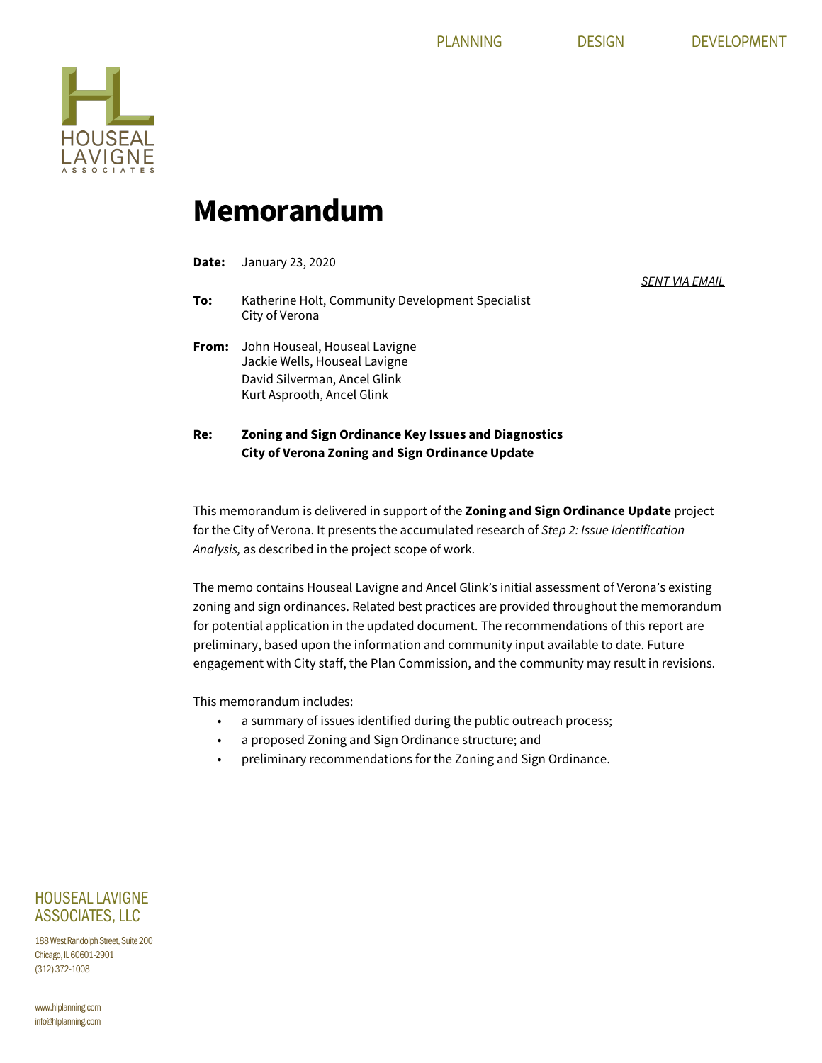PLANNING DESIGN DEVELOPMENT

# Memorandum

**Date:** January 23, 2020

*SENT VIA EMAIL*

**To:** Katherine Holt, Community Development Specialist
City of Verona

**From:** John Houseal, Houseal Lavigne
Jackie Wells, Houseal Lavigne
David Silverman, Ancel Glink
Kurt Asprooth, Ancel Glink

**Re:** **Zoning and Sign Ordinance Key Issues and Diagnostics**
**City of Verona Zoning and Sign Ordinance Update**

This memorandum is delivered in support of the **Zoning and Sign Ordinance Update** project for the City of Verona. It presents the accumulated research of *Step 2: Issue Identification Analysis,* as described in the project scope of work.

The memo contains Houseal Lavigne and Ancel Glink's initial assessment of Verona's existing zoning and sign ordinances. Related best practices are provided throughout the memorandum for potential application in the updated document. The recommendations of this report are preliminary, based upon the information and community input available to date. Future engagement with City staff, the Plan Commission, and the community may result in revisions.

This memorandum includes:

- a summary of issues identified during the public outreach process;
- a proposed Zoning and Sign Ordinance structure; and
- preliminary recommendations for the Zoning and Sign Ordinance.

HOUSEAL LAVIGNE ASSOCIATES, LLC

188 West Randolph Street, Suite 200
Chicago, IL 60601-2901
(312) 372-1008

www.hlplanning.com
info@hlplanning.com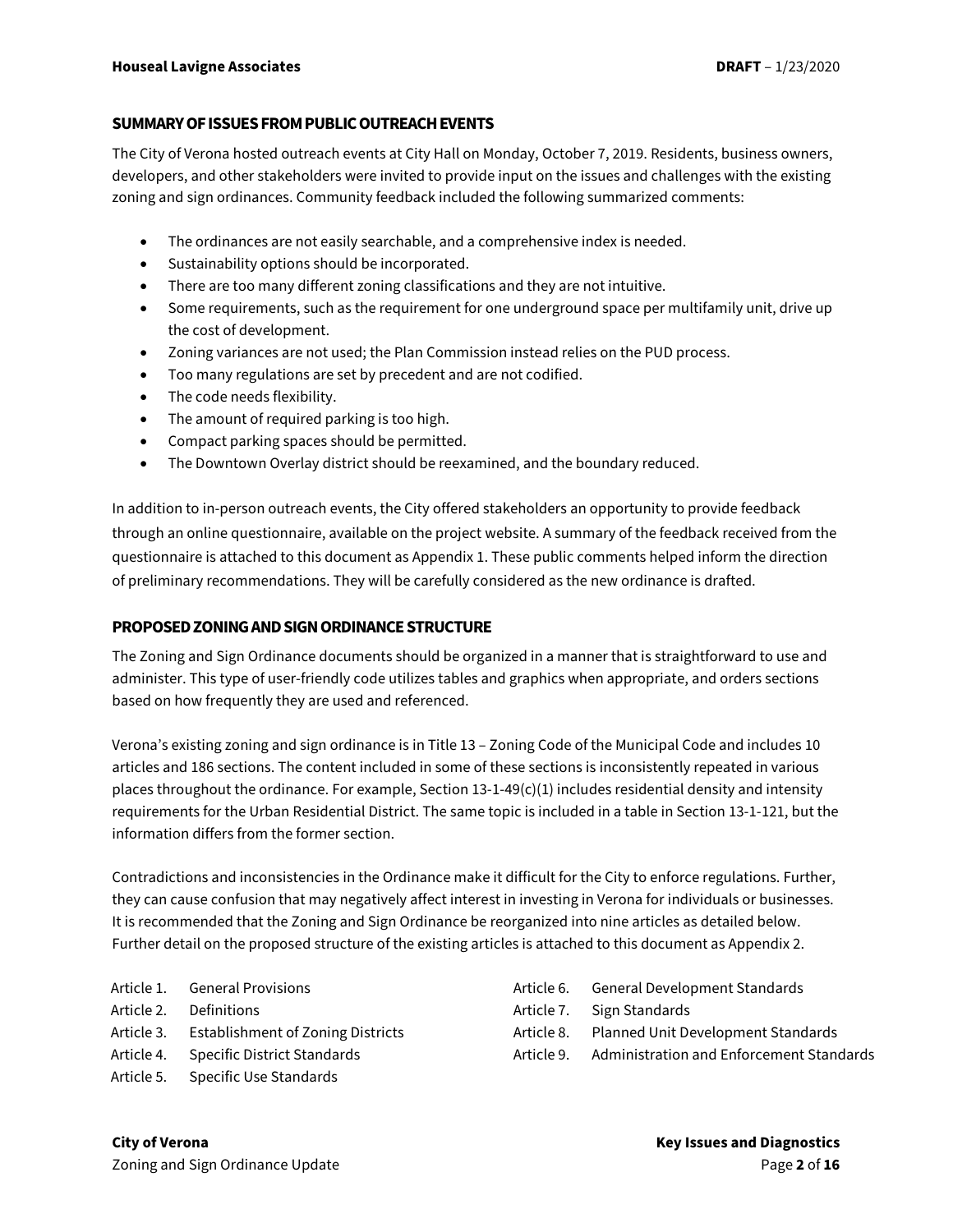## SUMMARY OF ISSUES FROM PUBLIC OUTREACH EVENTS

The City of Verona hosted outreach events at City Hall on Monday, October 7, 2019. Residents, business owners, developers, and other stakeholders were invited to provide input on the issues and challenges with the existing zoning and sign ordinances. Community feedback included the following summarized comments:

- The ordinances are not easily searchable, and a comprehensive index is needed.
- Sustainability options should be incorporated.
- There are too many different zoning classifications and they are not intuitive.
- Some requirements, such as the requirement for one underground space per multifamily unit, drive up the cost of development.
- Zoning variances are not used; the Plan Commission instead relies on the PUD process.
- Too many regulations are set by precedent and are not codified.
- The code needs flexibility.
- The amount of required parking is too high.
- Compact parking spaces should be permitted.
- The Downtown Overlay district should be reexamined, and the boundary reduced.

In addition to in-person outreach events, the City offered stakeholders an opportunity to provide feedback through an online questionnaire, available on the project website. A summary of the feedback received from the questionnaire is attached to this document as Appendix 1. These public comments helped inform the direction of preliminary recommendations. They will be carefully considered as the new ordinance is drafted.

## PROPOSED ZONING AND SIGN ORDINANCE STRUCTURE

The Zoning and Sign Ordinance documents should be organized in a manner that is straightforward to use and administer. This type of user-friendly code utilizes tables and graphics when appropriate, and orders sections based on how frequently they are used and referenced.

Verona's existing zoning and sign ordinance is in Title 13 – Zoning Code of the Municipal Code and includes 10 articles and 186 sections. The content included in some of these sections is inconsistently repeated in various places throughout the ordinance. For example, Section 13-1-49(c)(1) includes residential density and intensity requirements for the Urban Residential District. The same topic is included in a table in Section 13-1-121, but the information differs from the former section.

Contradictions and inconsistencies in the Ordinance make it difficult for the City to enforce regulations. Further, they can cause confusion that may negatively affect interest in investing in Verona for individuals or businesses. It is recommended that the Zoning and Sign Ordinance be reorganized into nine articles as detailed below. Further detail on the proposed structure of the existing articles is attached to this document as Appendix 2.

- Article 1. General Provisions
- Article 2. Definitions
- Article 3. Establishment of Zoning Districts
- Article 4. Specific District Standards
- Article 5. Specific Use Standards
- Article 6. General Development Standards
- Article 7. Sign Standards
- Article 8. Planned Unit Development Standards
- Article 9. Administration and Enforcement Standards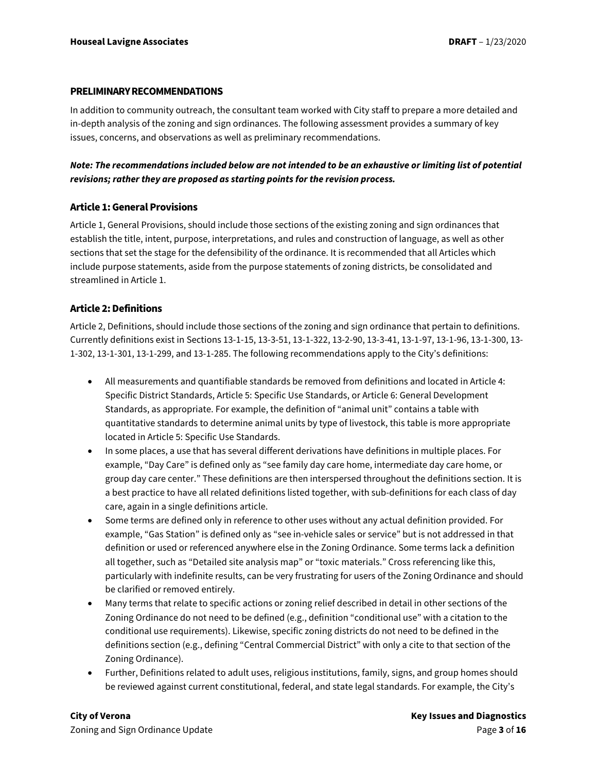## PRELIMINARY RECOMMENDATIONS

In addition to community outreach, the consultant team worked with City staff to prepare a more detailed and in-depth analysis of the zoning and sign ordinances. The following assessment provides a summary of key issues, concerns, and observations as well as preliminary recommendations.

***Note: The recommendations included below are not intended to be an exhaustive or limiting list of potential revisions; rather they are proposed as starting points for the revision process.***

### Article 1: General Provisions

Article 1, General Provisions, should include those sections of the existing zoning and sign ordinances that establish the title, intent, purpose, interpretations, and rules and construction of language, as well as other sections that set the stage for the defensibility of the ordinance. It is recommended that all Articles which include purpose statements, aside from the purpose statements of zoning districts, be consolidated and streamlined in Article 1.

### Article 2: Definitions

Article 2, Definitions, should include those sections of the zoning and sign ordinance that pertain to definitions. Currently definitions exist in Sections 13-1-15, 13-3-51, 13-1-322, 13-2-90, 13-3-41, 13-1-97, 13-1-96, 13-1-300, 13-1-302, 13-1-301, 13-1-299, and 13-1-285. The following recommendations apply to the City's definitions:

- All measurements and quantifiable standards be removed from definitions and located in Article 4: Specific District Standards, Article 5: Specific Use Standards, or Article 6: General Development Standards, as appropriate. For example, the definition of "animal unit" contains a table with quantitative standards to determine animal units by type of livestock, this table is more appropriate located in Article 5: Specific Use Standards.
- In some places, a use that has several different derivations have definitions in multiple places. For example, "Day Care" is defined only as "see family day care home, intermediate day care home, or group day care center." These definitions are then interspersed throughout the definitions section. It is a best practice to have all related definitions listed together, with sub-definitions for each class of day care, again in a single definitions article.
- Some terms are defined only in reference to other uses without any actual definition provided. For example, "Gas Station" is defined only as "see in-vehicle sales or service" but is not addressed in that definition or used or referenced anywhere else in the Zoning Ordinance. Some terms lack a definition all together, such as "Detailed site analysis map" or "toxic materials." Cross referencing like this, particularly with indefinite results, can be very frustrating for users of the Zoning Ordinance and should be clarified or removed entirely.
- Many terms that relate to specific actions or zoning relief described in detail in other sections of the Zoning Ordinance do not need to be defined (e.g., definition "conditional use" with a citation to the conditional use requirements). Likewise, specific zoning districts do not need to be defined in the definitions section (e.g., defining "Central Commercial District" with only a cite to that section of the Zoning Ordinance).
- Further, Definitions related to adult uses, religious institutions, family, signs, and group homes should be reviewed against current constitutional, federal, and state legal standards. For example, the City's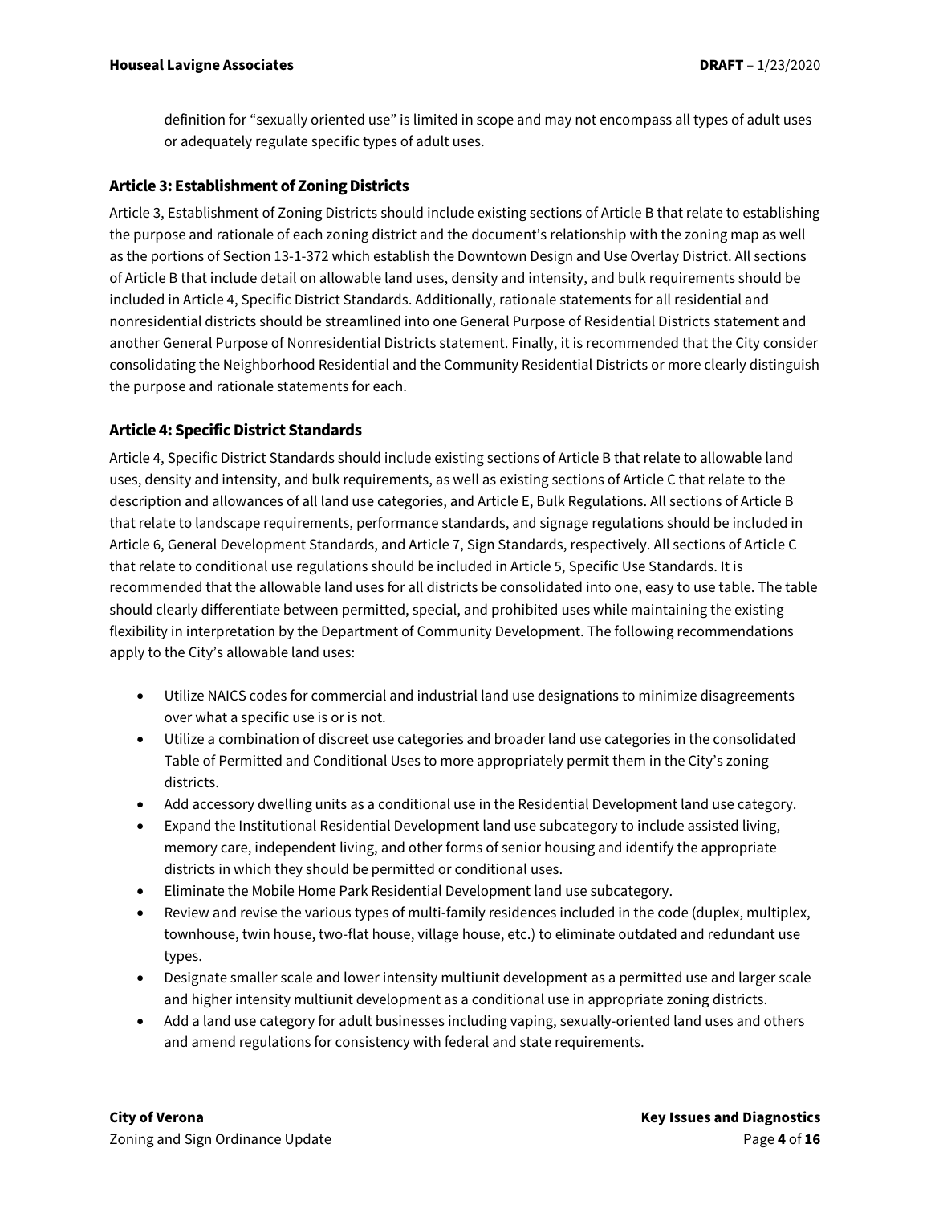definition for "sexually oriented use" is limited in scope and may not encompass all types of adult uses or adequately regulate specific types of adult uses.

### Article 3: Establishment of Zoning Districts

Article 3, Establishment of Zoning Districts should include existing sections of Article B that relate to establishing the purpose and rationale of each zoning district and the document's relationship with the zoning map as well as the portions of Section 13-1-372 which establish the Downtown Design and Use Overlay District. All sections of Article B that include detail on allowable land uses, density and intensity, and bulk requirements should be included in Article 4, Specific District Standards. Additionally, rationale statements for all residential and nonresidential districts should be streamlined into one General Purpose of Residential Districts statement and another General Purpose of Nonresidential Districts statement. Finally, it is recommended that the City consider consolidating the Neighborhood Residential and the Community Residential Districts or more clearly distinguish the purpose and rationale statements for each.

### Article 4: Specific District Standards

Article 4, Specific District Standards should include existing sections of Article B that relate to allowable land uses, density and intensity, and bulk requirements, as well as existing sections of Article C that relate to the description and allowances of all land use categories, and Article E, Bulk Regulations. All sections of Article B that relate to landscape requirements, performance standards, and signage regulations should be included in Article 6, General Development Standards, and Article 7, Sign Standards, respectively. All sections of Article C that relate to conditional use regulations should be included in Article 5, Specific Use Standards. It is recommended that the allowable land uses for all districts be consolidated into one, easy to use table. The table should clearly differentiate between permitted, special, and prohibited uses while maintaining the existing flexibility in interpretation by the Department of Community Development. The following recommendations apply to the City's allowable land uses:

- Utilize NAICS codes for commercial and industrial land use designations to minimize disagreements over what a specific use is or is not.
- Utilize a combination of discreet use categories and broader land use categories in the consolidated Table of Permitted and Conditional Uses to more appropriately permit them in the City's zoning districts.
- Add accessory dwelling units as a conditional use in the Residential Development land use category.
- Expand the Institutional Residential Development land use subcategory to include assisted living, memory care, independent living, and other forms of senior housing and identify the appropriate districts in which they should be permitted or conditional uses.
- Eliminate the Mobile Home Park Residential Development land use subcategory.
- Review and revise the various types of multi-family residences included in the code (duplex, multiplex, townhouse, twin house, two-flat house, village house, etc.) to eliminate outdated and redundant use types.
- Designate smaller scale and lower intensity multiunit development as a permitted use and larger scale and higher intensity multiunit development as a conditional use in appropriate zoning districts.
- Add a land use category for adult businesses including vaping, sexually-oriented land uses and others and amend regulations for consistency with federal and state requirements.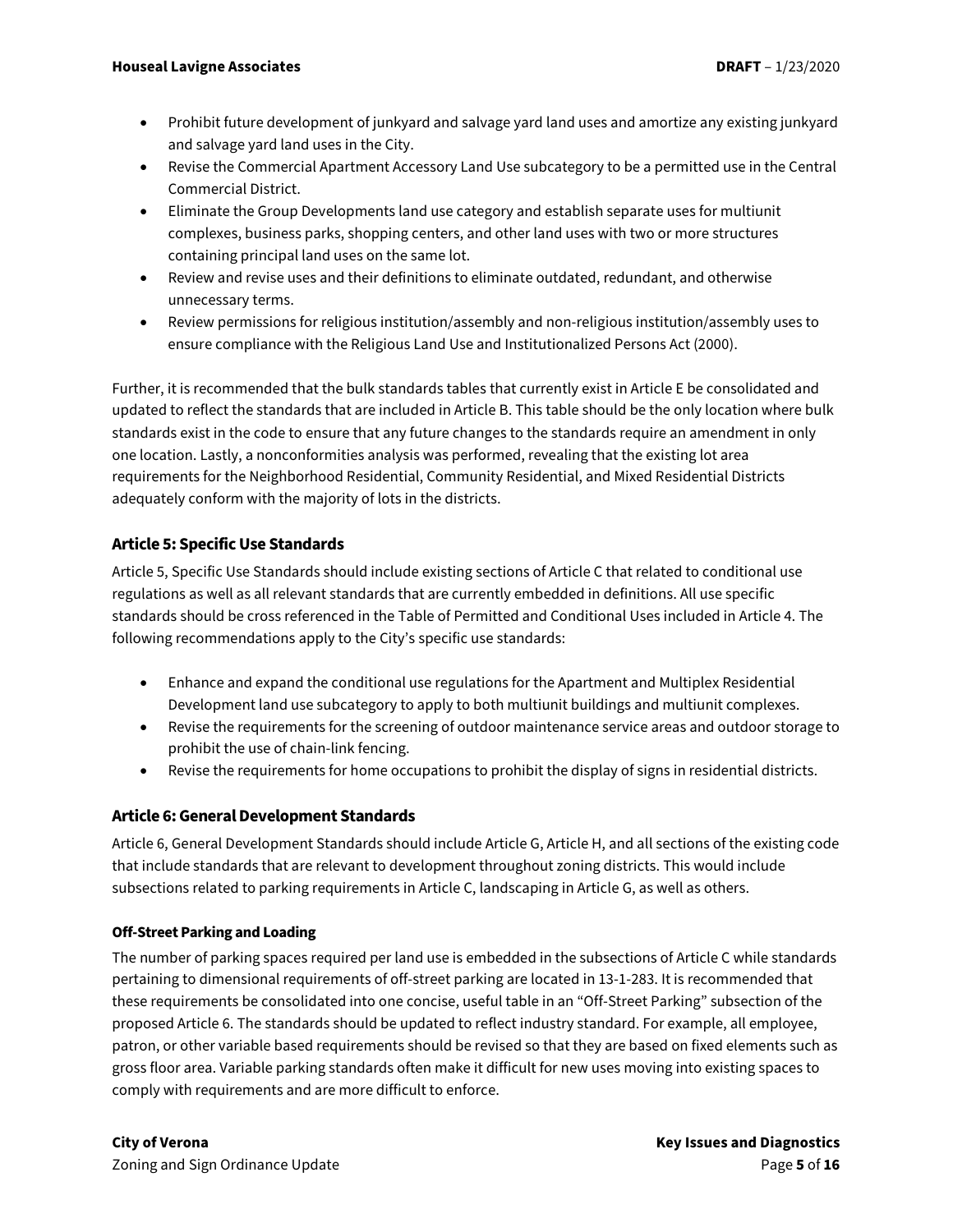- Prohibit future development of junkyard and salvage yard land uses and amortize any existing junkyard and salvage yard land uses in the City.
- Revise the Commercial Apartment Accessory Land Use subcategory to be a permitted use in the Central Commercial District.
- Eliminate the Group Developments land use category and establish separate uses for multiunit complexes, business parks, shopping centers, and other land uses with two or more structures containing principal land uses on the same lot.
- Review and revise uses and their definitions to eliminate outdated, redundant, and otherwise unnecessary terms.
- Review permissions for religious institution/assembly and non-religious institution/assembly uses to ensure compliance with the Religious Land Use and Institutionalized Persons Act (2000).

Further, it is recommended that the bulk standards tables that currently exist in Article E be consolidated and updated to reflect the standards that are included in Article B. This table should be the only location where bulk standards exist in the code to ensure that any future changes to the standards require an amendment in only one location. Lastly, a nonconformities analysis was performed, revealing that the existing lot area requirements for the Neighborhood Residential, Community Residential, and Mixed Residential Districts adequately conform with the majority of lots in the districts.

## Article 5: Specific Use Standards

Article 5, Specific Use Standards should include existing sections of Article C that related to conditional use regulations as well as all relevant standards that are currently embedded in definitions. All use specific standards should be cross referenced in the Table of Permitted and Conditional Uses included in Article 4. The following recommendations apply to the City's specific use standards:

- Enhance and expand the conditional use regulations for the Apartment and Multiplex Residential Development land use subcategory to apply to both multiunit buildings and multiunit complexes.
- Revise the requirements for the screening of outdoor maintenance service areas and outdoor storage to prohibit the use of chain-link fencing.
- Revise the requirements for home occupations to prohibit the display of signs in residential districts.

## Article 6: General Development Standards

Article 6, General Development Standards should include Article G, Article H, and all sections of the existing code that include standards that are relevant to development throughout zoning districts. This would include subsections related to parking requirements in Article C, landscaping in Article G, as well as others.

### Off-Street Parking and Loading

The number of parking spaces required per land use is embedded in the subsections of Article C while standards pertaining to dimensional requirements of off-street parking are located in 13-1-283. It is recommended that these requirements be consolidated into one concise, useful table in an "Off-Street Parking" subsection of the proposed Article 6. The standards should be updated to reflect industry standard. For example, all employee, patron, or other variable based requirements should be revised so that they are based on fixed elements such as gross floor area. Variable parking standards often make it difficult for new uses moving into existing spaces to comply with requirements and are more difficult to enforce.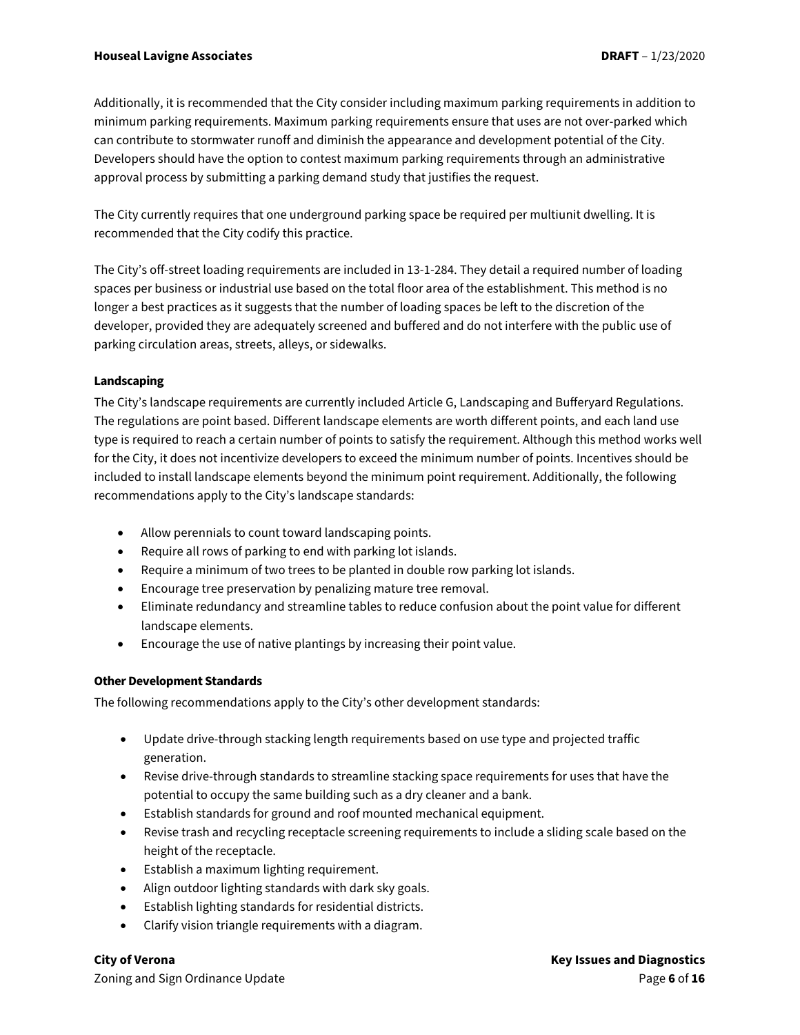Additionally, it is recommended that the City consider including maximum parking requirements in addition to minimum parking requirements. Maximum parking requirements ensure that uses are not over-parked which can contribute to stormwater runoff and diminish the appearance and development potential of the City. Developers should have the option to contest maximum parking requirements through an administrative approval process by submitting a parking demand study that justifies the request.

The City currently requires that one underground parking space be required per multiunit dwelling. It is recommended that the City codify this practice.

The City's off-street loading requirements are included in 13-1-284. They detail a required number of loading spaces per business or industrial use based on the total floor area of the establishment. This method is no longer a best practices as it suggests that the number of loading spaces be left to the discretion of the developer, provided they are adequately screened and buffered and do not interfere with the public use of parking circulation areas, streets, alleys, or sidewalks.

**Landscaping**

The City's landscape requirements are currently included Article G, Landscaping and Bufferyard Regulations. The regulations are point based. Different landscape elements are worth different points, and each land use type is required to reach a certain number of points to satisfy the requirement. Although this method works well for the City, it does not incentivize developers to exceed the minimum number of points. Incentives should be included to install landscape elements beyond the minimum point requirement. Additionally, the following recommendations apply to the City's landscape standards:

- Allow perennials to count toward landscaping points.
- Require all rows of parking to end with parking lot islands.
- Require a minimum of two trees to be planted in double row parking lot islands.
- Encourage tree preservation by penalizing mature tree removal.
- Eliminate redundancy and streamline tables to reduce confusion about the point value for different landscape elements.
- Encourage the use of native plantings by increasing their point value.

**Other Development Standards**

The following recommendations apply to the City's other development standards:

- Update drive-through stacking length requirements based on use type and projected traffic generation.
- Revise drive-through standards to streamline stacking space requirements for uses that have the potential to occupy the same building such as a dry cleaner and a bank.
- Establish standards for ground and roof mounted mechanical equipment.
- Revise trash and recycling receptacle screening requirements to include a sliding scale based on the height of the receptacle.
- Establish a maximum lighting requirement.
- Align outdoor lighting standards with dark sky goals.
- Establish lighting standards for residential districts.
- Clarify vision triangle requirements with a diagram.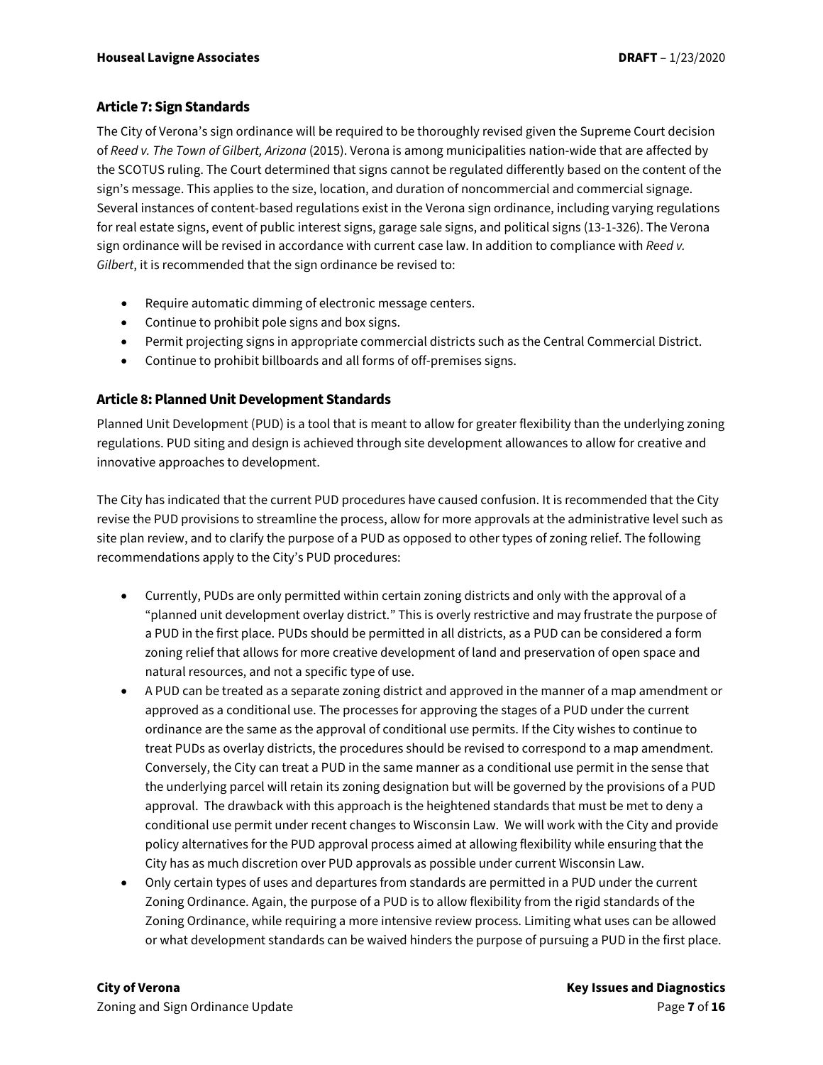## Article 7: Sign Standards

The City of Verona's sign ordinance will be required to be thoroughly revised given the Supreme Court decision of *Reed v. The Town of Gilbert, Arizona* (2015). Verona is among municipalities nation-wide that are affected by the SCOTUS ruling. The Court determined that signs cannot be regulated differently based on the content of the sign's message. This applies to the size, location, and duration of noncommercial and commercial signage. Several instances of content-based regulations exist in the Verona sign ordinance, including varying regulations for real estate signs, event of public interest signs, garage sale signs, and political signs (13-1-326). The Verona sign ordinance will be revised in accordance with current case law. In addition to compliance with *Reed v. Gilbert*, it is recommended that the sign ordinance be revised to:

- Require automatic dimming of electronic message centers.
- Continue to prohibit pole signs and box signs.
- Permit projecting signs in appropriate commercial districts such as the Central Commercial District.
- Continue to prohibit billboards and all forms of off-premises signs.

## Article 8: Planned Unit Development Standards

Planned Unit Development (PUD) is a tool that is meant to allow for greater flexibility than the underlying zoning regulations. PUD siting and design is achieved through site development allowances to allow for creative and innovative approaches to development.

The City has indicated that the current PUD procedures have caused confusion. It is recommended that the City revise the PUD provisions to streamline the process, allow for more approvals at the administrative level such as site plan review, and to clarify the purpose of a PUD as opposed to other types of zoning relief. The following recommendations apply to the City's PUD procedures:

- Currently, PUDs are only permitted within certain zoning districts and only with the approval of a "planned unit development overlay district." This is overly restrictive and may frustrate the purpose of a PUD in the first place. PUDs should be permitted in all districts, as a PUD can be considered a form zoning relief that allows for more creative development of land and preservation of open space and natural resources, and not a specific type of use.
- A PUD can be treated as a separate zoning district and approved in the manner of a map amendment or approved as a conditional use. The processes for approving the stages of a PUD under the current ordinance are the same as the approval of conditional use permits. If the City wishes to continue to treat PUDs as overlay districts, the procedures should be revised to correspond to a map amendment. Conversely, the City can treat a PUD in the same manner as a conditional use permit in the sense that the underlying parcel will retain its zoning designation but will be governed by the provisions of a PUD approval. The drawback with this approach is the heightened standards that must be met to deny a conditional use permit under recent changes to Wisconsin Law. We will work with the City and provide policy alternatives for the PUD approval process aimed at allowing flexibility while ensuring that the City has as much discretion over PUD approvals as possible under current Wisconsin Law.
- Only certain types of uses and departures from standards are permitted in a PUD under the current Zoning Ordinance. Again, the purpose of a PUD is to allow flexibility from the rigid standards of the Zoning Ordinance, while requiring a more intensive review process. Limiting what uses can be allowed or what development standards can be waived hinders the purpose of pursuing a PUD in the first place.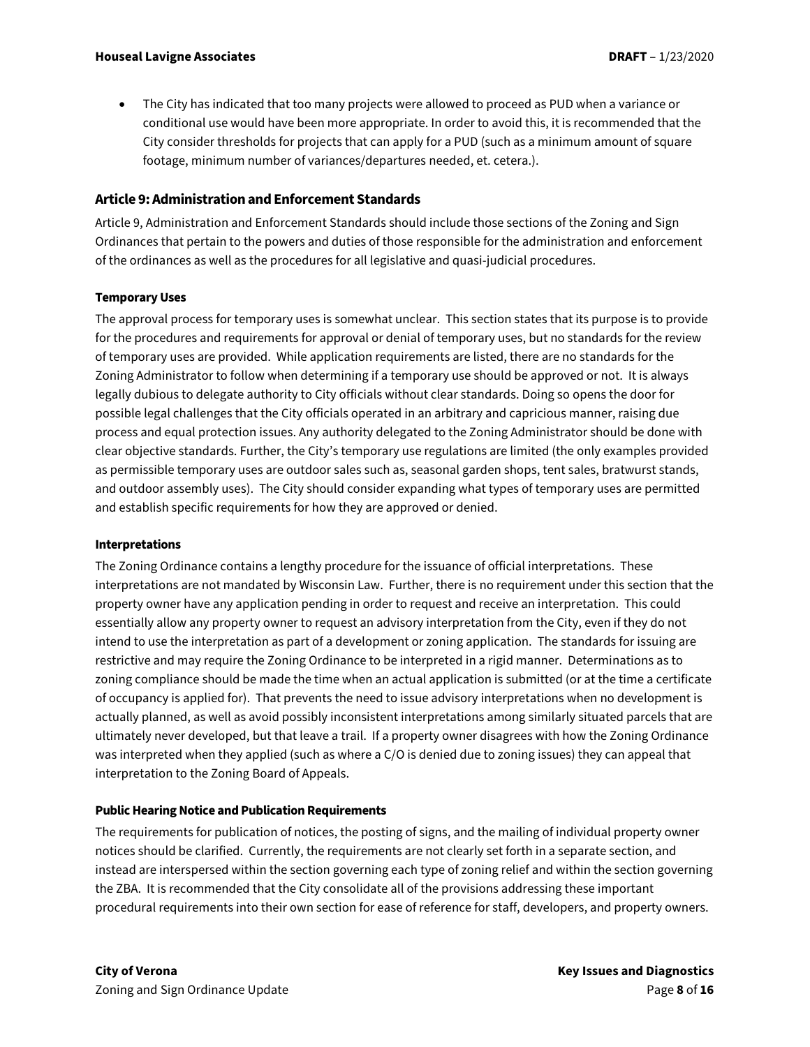- The City has indicated that too many projects were allowed to proceed as PUD when a variance or conditional use would have been more appropriate. In order to avoid this, it is recommended that the City consider thresholds for projects that can apply for a PUD (such as a minimum amount of square footage, minimum number of variances/departures needed, et. cetera.).

## Article 9: Administration and Enforcement Standards

Article 9, Administration and Enforcement Standards should include those sections of the Zoning and Sign Ordinances that pertain to the powers and duties of those responsible for the administration and enforcement of the ordinances as well as the procedures for all legislative and quasi-judicial procedures.

### Temporary Uses

The approval process for temporary uses is somewhat unclear. This section states that its purpose is to provide for the procedures and requirements for approval or denial of temporary uses, but no standards for the review of temporary uses are provided. While application requirements are listed, there are no standards for the Zoning Administrator to follow when determining if a temporary use should be approved or not. It is always legally dubious to delegate authority to City officials without clear standards. Doing so opens the door for possible legal challenges that the City officials operated in an arbitrary and capricious manner, raising due process and equal protection issues. Any authority delegated to the Zoning Administrator should be done with clear objective standards. Further, the City's temporary use regulations are limited (the only examples provided as permissible temporary uses are outdoor sales such as, seasonal garden shops, tent sales, bratwurst stands, and outdoor assembly uses). The City should consider expanding what types of temporary uses are permitted and establish specific requirements for how they are approved or denied.

### Interpretations

The Zoning Ordinance contains a lengthy procedure for the issuance of official interpretations. These interpretations are not mandated by Wisconsin Law. Further, there is no requirement under this section that the property owner have any application pending in order to request and receive an interpretation. This could essentially allow any property owner to request an advisory interpretation from the City, even if they do not intend to use the interpretation as part of a development or zoning application. The standards for issuing are restrictive and may require the Zoning Ordinance to be interpreted in a rigid manner. Determinations as to zoning compliance should be made the time when an actual application is submitted (or at the time a certificate of occupancy is applied for). That prevents the need to issue advisory interpretations when no development is actually planned, as well as avoid possibly inconsistent interpretations among similarly situated parcels that are ultimately never developed, but that leave a trail. If a property owner disagrees with how the Zoning Ordinance was interpreted when they applied (such as where a C/O is denied due to zoning issues) they can appeal that interpretation to the Zoning Board of Appeals.

### Public Hearing Notice and Publication Requirements

The requirements for publication of notices, the posting of signs, and the mailing of individual property owner notices should be clarified. Currently, the requirements are not clearly set forth in a separate section, and instead are interspersed within the section governing each type of zoning relief and within the section governing the ZBA. It is recommended that the City consolidate all of the provisions addressing these important procedural requirements into their own section for ease of reference for staff, developers, and property owners.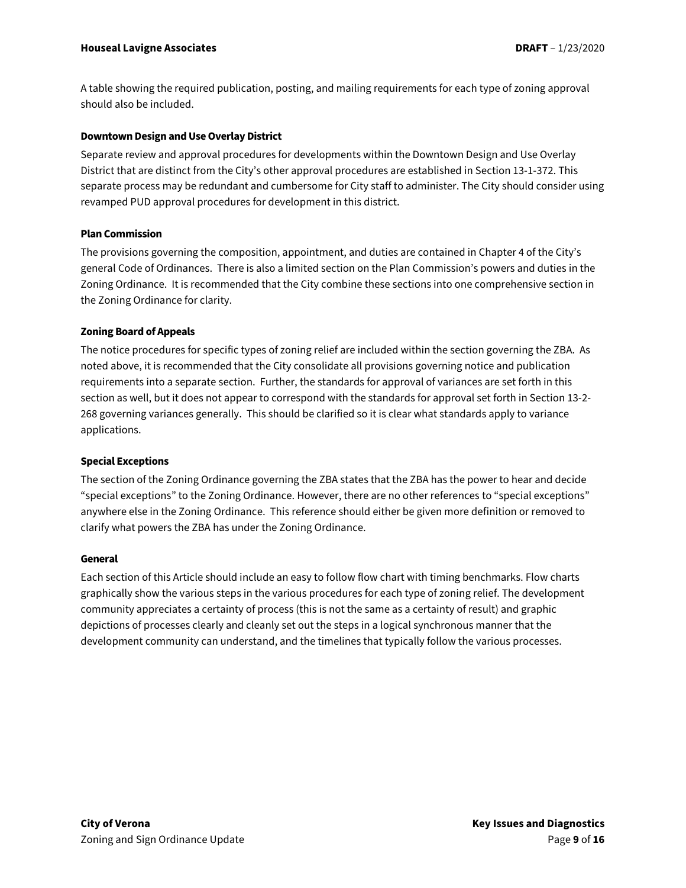A table showing the required publication, posting, and mailing requirements for each type of zoning approval should also be included.

**Downtown Design and Use Overlay District**

Separate review and approval procedures for developments within the Downtown Design and Use Overlay District that are distinct from the City's other approval procedures are established in Section 13-1-372. This separate process may be redundant and cumbersome for City staff to administer. The City should consider using revamped PUD approval procedures for development in this district.

**Plan Commission**

The provisions governing the composition, appointment, and duties are contained in Chapter 4 of the City's general Code of Ordinances. There is also a limited section on the Plan Commission's powers and duties in the Zoning Ordinance. It is recommended that the City combine these sections into one comprehensive section in the Zoning Ordinance for clarity.

**Zoning Board of Appeals**

The notice procedures for specific types of zoning relief are included within the section governing the ZBA. As noted above, it is recommended that the City consolidate all provisions governing notice and publication requirements into a separate section. Further, the standards for approval of variances are set forth in this section as well, but it does not appear to correspond with the standards for approval set forth in Section 13-2-268 governing variances generally. This should be clarified so it is clear what standards apply to variance applications.

**Special Exceptions**

The section of the Zoning Ordinance governing the ZBA states that the ZBA has the power to hear and decide "special exceptions" to the Zoning Ordinance. However, there are no other references to "special exceptions" anywhere else in the Zoning Ordinance. This reference should either be given more definition or removed to clarify what powers the ZBA has under the Zoning Ordinance.

**General**

Each section of this Article should include an easy to follow flow chart with timing benchmarks. Flow charts graphically show the various steps in the various procedures for each type of zoning relief. The development community appreciates a certainty of process (this is not the same as a certainty of result) and graphic depictions of processes clearly and cleanly set out the steps in a logical synchronous manner that the development community can understand, and the timelines that typically follow the various processes.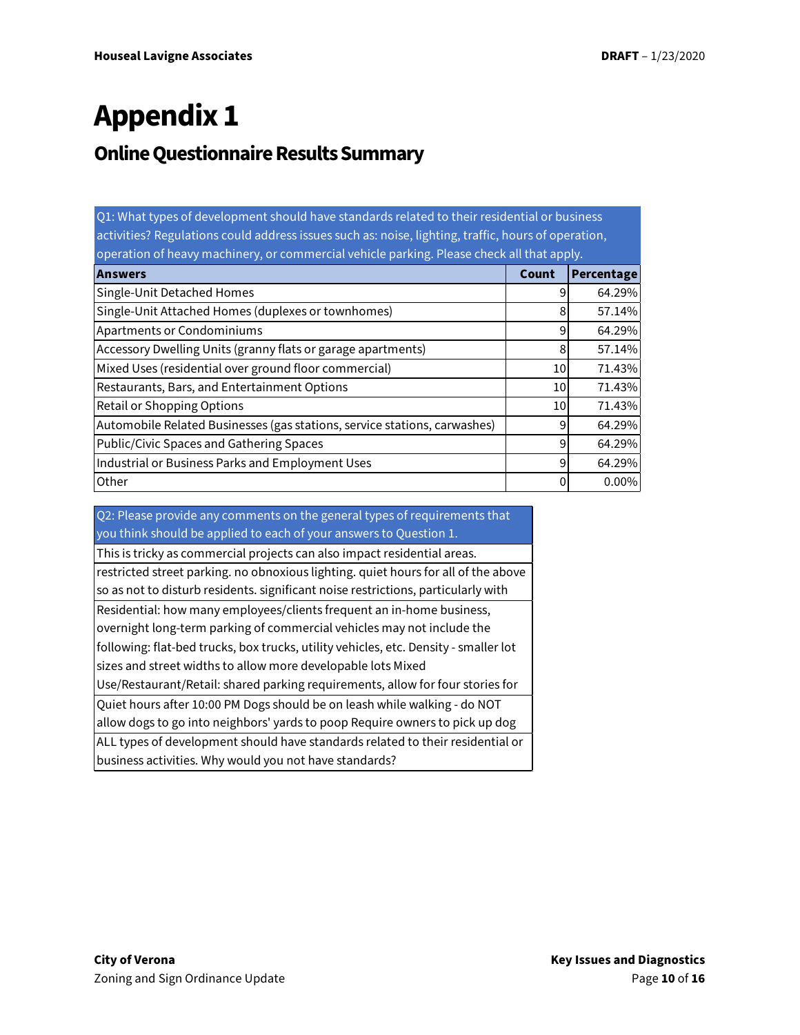# Appendix 1

## Online Questionnaire Results Summary

Q1: What types of development should have standards related to their residential or business activities? Regulations could address issues such as: noise, lighting, traffic, hours of operation, operation of heavy machinery, or commercial vehicle parking. Please check all that apply.

| Answers | Count | Percentage |
|---|---|---|
| Single-Unit Detached Homes | 9 | 64.29% |
| Single-Unit Attached Homes (duplexes or townhomes) | 8 | 57.14% |
| Apartments or Condominiums | 9 | 64.29% |
| Accessory Dwelling Units (granny flats or garage apartments) | 8 | 57.14% |
| Mixed Uses (residential over ground floor commercial) | 10 | 71.43% |
| Restaurants, Bars, and Entertainment Options | 10 | 71.43% |
| Retail or Shopping Options | 10 | 71.43% |
| Automobile Related Businesses (gas stations, service stations, carwashes) | 9 | 64.29% |
| Public/Civic Spaces and Gathering Spaces | 9 | 64.29% |
| Industrial or Business Parks and Employment Uses | 9 | 64.29% |
| Other | 0 | 0.00% |

| Q2: Please provide any comments on the general types of requirements that you think should be applied to each of your answers to Question 1. |
|---|
| This is tricky as commercial projects can also impact residential areas. |
| restricted street parking. no obnoxious lighting. quiet hours for all of the above so as not to disturb residents. significant noise restrictions, particularly with |
| Residential: how many employees/clients frequent an in-home business, overnight long-term parking of commercial vehicles may not include the following: flat-bed trucks, box trucks, utility vehicles, etc. Density - smaller lot sizes and street widths to allow more developable lots Mixed Use/Restaurant/Retail: shared parking requirements, allow for four stories for |
| Quiet hours after 10:00 PM Dogs should be on leash while walking - do NOT allow dogs to go into neighbors' yards to poop Require owners to pick up dog |
| ALL types of development should have standards related to their residential or business activities. Why would you not have standards? |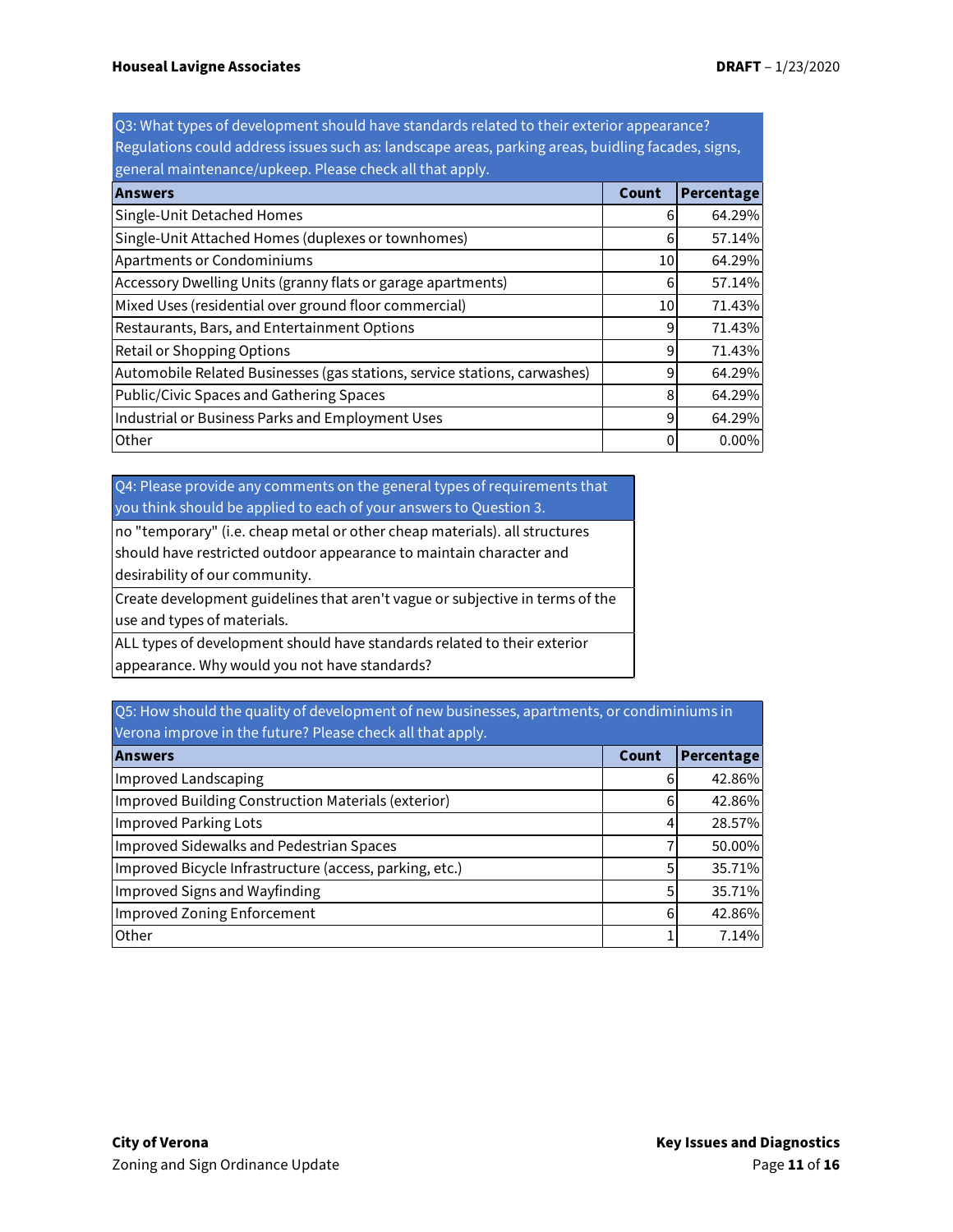| Q3: What types of development should have standards related to their exterior appearance? Regulations could address issues such as: landscape areas, parking areas, buidling facades, signs, general maintenance/upkeep. Please check all that apply. | | |
|---|---|---|
| **Answers** | **Count** | **Percentage** |
| Single-Unit Detached Homes | 6 | 64.29% |
| Single-Unit Attached Homes (duplexes or townhomes) | 6 | 57.14% |
| Apartments or Condominiums | 10 | 64.29% |
| Accessory Dwelling Units (granny flats or garage apartments) | 6 | 57.14% |
| Mixed Uses (residential over ground floor commercial) | 10 | 71.43% |
| Restaurants, Bars, and Entertainment Options | 9 | 71.43% |
| Retail or Shopping Options | 9 | 71.43% |
| Automobile Related Businesses (gas stations, service stations, carwashes) | 9 | 64.29% |
| Public/Civic Spaces and Gathering Spaces | 8 | 64.29% |
| Industrial or Business Parks and Employment Uses | 9 | 64.29% |
| Other | 0 | 0.00% |

| Q4: Please provide any comments on the general types of requirements that you think should be applied to each of your answers to Question 3. |
|---|
| no "temporary" (i.e. cheap metal or other cheap materials). all structures should have restricted outdoor appearance to maintain character and desirability of our community. |
| Create development guidelines that aren't vague or subjective in terms of the use and types of materials. |
| ALL types of development should have standards related to their exterior appearance. Why would you not have standards? |

| Q5: How should the quality of development of new businesses, apartments, or condiminiums in Verona improve in the future? Please check all that apply. | | |
|---|---|---|
| **Answers** | **Count** | **Percentage** |
| Improved Landscaping | 6 | 42.86% |
| Improved Building Construction Materials (exterior) | 6 | 42.86% |
| Improved Parking Lots | 4 | 28.57% |
| Improved Sidewalks and Pedestrian Spaces | 7 | 50.00% |
| Improved Bicycle Infrastructure (access, parking, etc.) | 5 | 35.71% |
| Improved Signs and Wayfinding | 5 | 35.71% |
| Improved Zoning Enforcement | 6 | 42.86% |
| Other | 1 | 7.14% |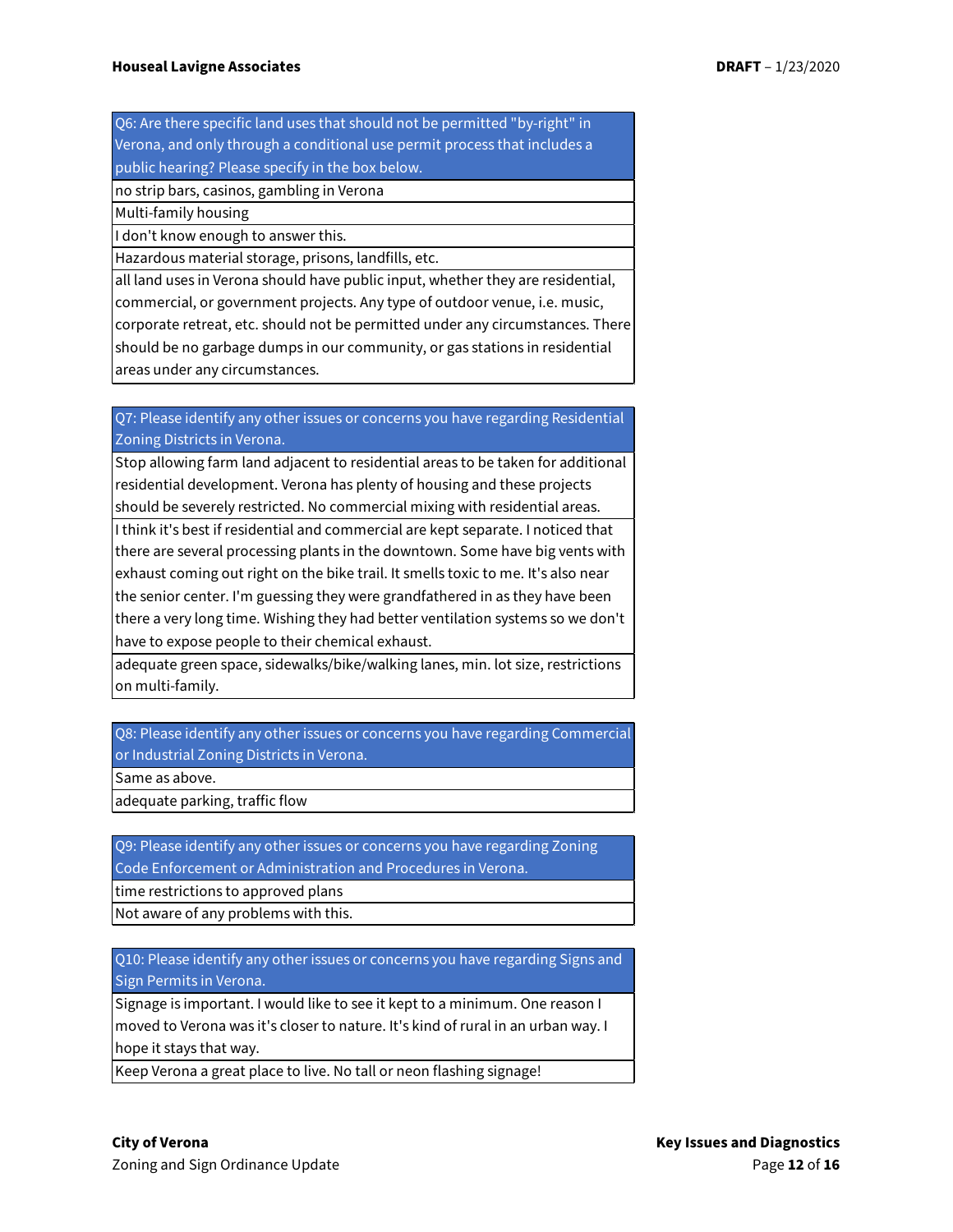| Q6: Are there specific land uses that should not be permitted "by-right" in Verona, and only through a conditional use permit process that includes a public hearing? Please specify in the box below. |
|---|
| no strip bars, casinos, gambling in Verona |
| Multi-family housing |
| I don't know enough to answer this. |
| Hazardous material storage, prisons, landfills, etc. |
| all land uses in Verona should have public input, whether they are residential, commercial, or government projects. Any type of outdoor venue, i.e. music, corporate retreat, etc. should not be permitted under any circumstances. There should be no garbage dumps in our community, or gas stations in residential areas under any circumstances. |

| Q7: Please identify any other issues or concerns you have regarding Residential Zoning Districts in Verona. |
|---|
| Stop allowing farm land adjacent to residential areas to be taken for additional residential development. Verona has plenty of housing and these projects should be severely restricted. No commercial mixing with residential areas. |
| I think it's best if residential and commercial are kept separate. I noticed that there are several processing plants in the downtown. Some have big vents with exhaust coming out right on the bike trail. It smells toxic to me. It's also near the senior center. I'm guessing they were grandfathered in as they have been there a very long time. Wishing they had better ventilation systems so we don't have to expose people to their chemical exhaust. |
| adequate green space, sidewalks/bike/walking lanes, min. lot size, restrictions on multi-family. |

| Q8: Please identify any other issues or concerns you have regarding Commercial or Industrial Zoning Districts in Verona. |
|---|
| Same as above. |
| adequate parking, traffic flow |

| Q9: Please identify any other issues or concerns you have regarding Zoning Code Enforcement or Administration and Procedures in Verona. |
|---|
| time restrictions to approved plans |
| Not aware of any problems with this. |

| Q10: Please identify any other issues or concerns you have regarding Signs and Sign Permits in Verona. |
|---|
| Signage is important. I would like to see it kept to a minimum. One reason I moved to Verona was it's closer to nature. It's kind of rural in an urban way. I hope it stays that way. |
| Keep Verona a great place to live. No tall or neon flashing signage! |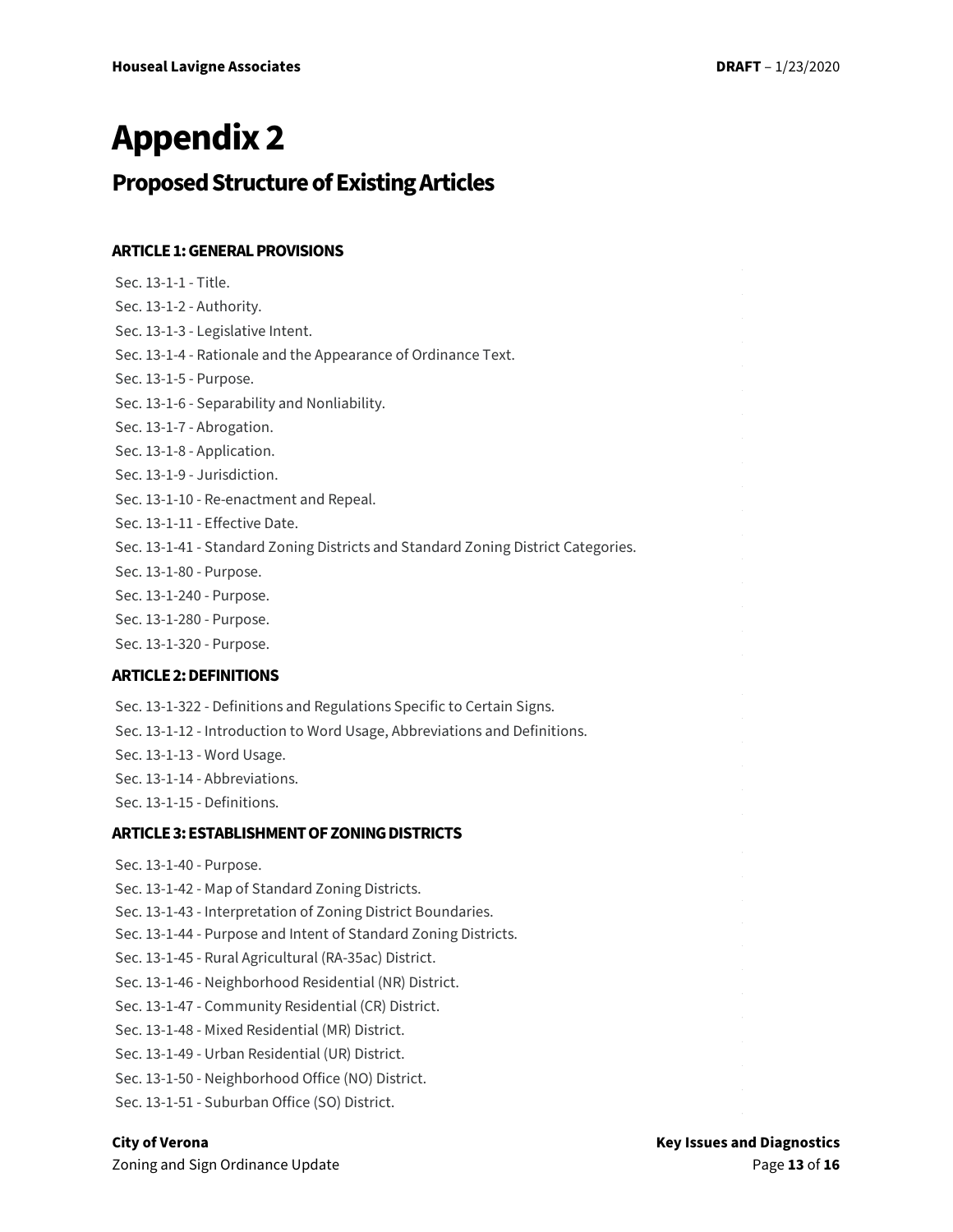# Appendix 2

## Proposed Structure of Existing Articles

### ARTICLE 1: GENERAL PROVISIONS

Sec. 13-1-1 - Title.

Sec. 13-1-2 - Authority.

Sec. 13-1-3 - Legislative Intent.

Sec. 13-1-4 - Rationale and the Appearance of Ordinance Text.

Sec. 13-1-5 - Purpose.

Sec. 13-1-6 - Separability and Nonliability.

Sec. 13-1-7 - Abrogation.

Sec. 13-1-8 - Application.

Sec. 13-1-9 - Jurisdiction.

Sec. 13-1-10 - Re-enactment and Repeal.

Sec. 13-1-11 - Effective Date.

Sec. 13-1-41 - Standard Zoning Districts and Standard Zoning District Categories.

Sec. 13-1-80 - Purpose.

Sec. 13-1-240 - Purpose.

Sec. 13-1-280 - Purpose.

Sec. 13-1-320 - Purpose.

### ARTICLE 2: DEFINITIONS

Sec. 13-1-322 - Definitions and Regulations Specific to Certain Signs.

Sec. 13-1-12 - Introduction to Word Usage, Abbreviations and Definitions.

Sec. 13-1-13 - Word Usage.

Sec. 13-1-14 - Abbreviations.

Sec. 13-1-15 - Definitions.

### ARTICLE 3: ESTABLISHMENT OF ZONING DISTRICTS

Sec. 13-1-40 - Purpose.

Sec. 13-1-42 - Map of Standard Zoning Districts.

Sec. 13-1-43 - Interpretation of Zoning District Boundaries.

Sec. 13-1-44 - Purpose and Intent of Standard Zoning Districts.

Sec. 13-1-45 - Rural Agricultural (RA-35ac) District.

Sec. 13-1-46 - Neighborhood Residential (NR) District.

Sec. 13-1-47 - Community Residential (CR) District.

Sec. 13-1-48 - Mixed Residential (MR) District.

Sec. 13-1-49 - Urban Residential (UR) District.

Sec. 13-1-50 - Neighborhood Office (NO) District.

Sec. 13-1-51 - Suburban Office (SO) District.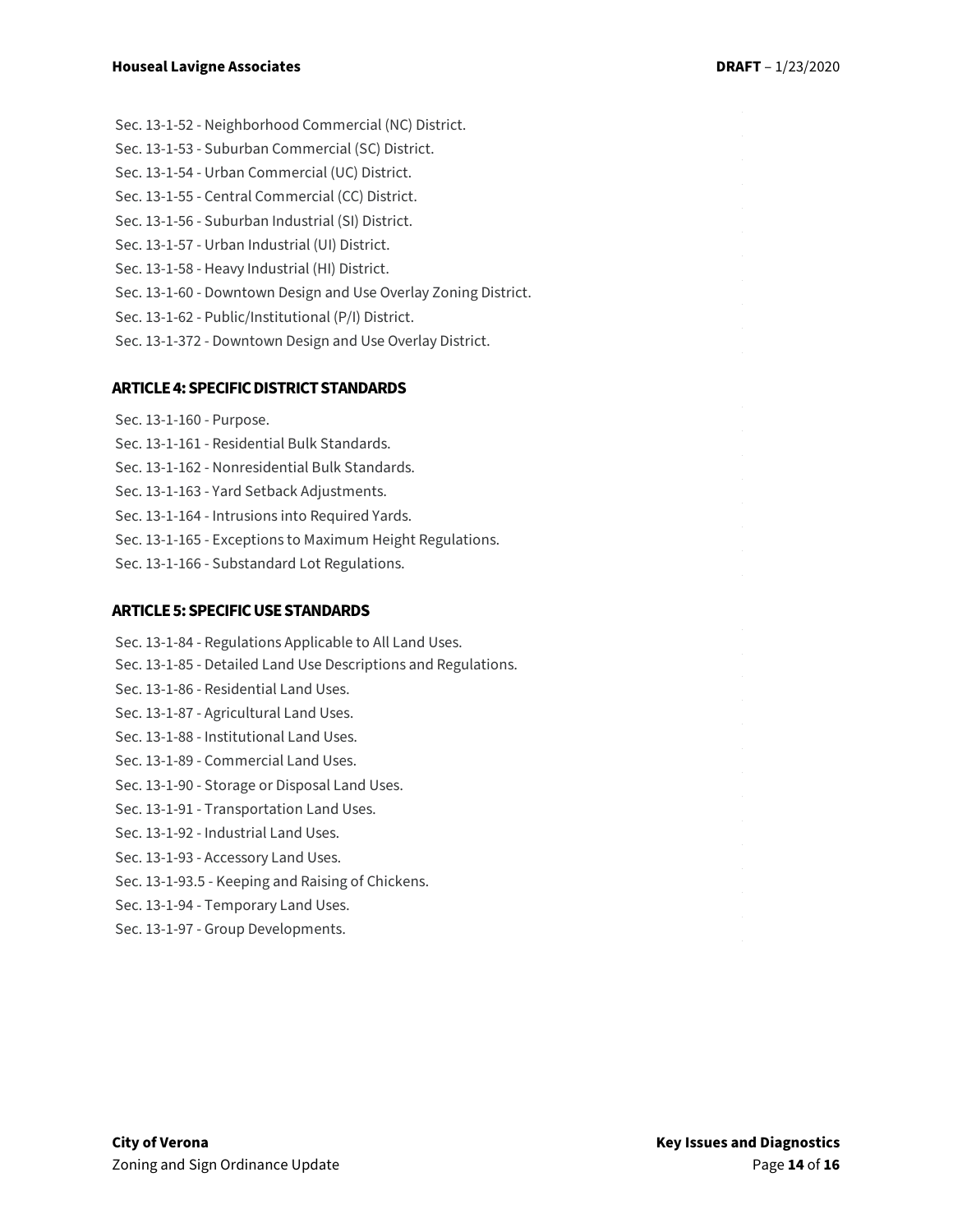Sec. 13-1-52 - Neighborhood Commercial (NC) District.

Sec. 13-1-53 - Suburban Commercial (SC) District.

Sec. 13-1-54 - Urban Commercial (UC) District.

Sec. 13-1-55 - Central Commercial (CC) District.

Sec. 13-1-56 - Suburban Industrial (SI) District.

Sec. 13-1-57 - Urban Industrial (UI) District.

Sec. 13-1-58 - Heavy Industrial (HI) District.

Sec. 13-1-60 - Downtown Design and Use Overlay Zoning District.

Sec. 13-1-62 - Public/Institutional (P/I) District.

Sec. 13-1-372 - Downtown Design and Use Overlay District.

### ARTICLE 4: SPECIFIC DISTRICT STANDARDS

Sec. 13-1-160 - Purpose.

Sec. 13-1-161 - Residential Bulk Standards.

Sec. 13-1-162 - Nonresidential Bulk Standards.

Sec. 13-1-163 - Yard Setback Adjustments.

Sec. 13-1-164 - Intrusions into Required Yards.

Sec. 13-1-165 - Exceptions to Maximum Height Regulations.

Sec. 13-1-166 - Substandard Lot Regulations.

### ARTICLE 5: SPECIFIC USE STANDARDS

Sec. 13-1-84 - Regulations Applicable to All Land Uses.

Sec. 13-1-85 - Detailed Land Use Descriptions and Regulations.

Sec. 13-1-86 - Residential Land Uses.

Sec. 13-1-87 - Agricultural Land Uses.

Sec. 13-1-88 - Institutional Land Uses.

Sec. 13-1-89 - Commercial Land Uses.

Sec. 13-1-90 - Storage or Disposal Land Uses.

Sec. 13-1-91 - Transportation Land Uses.

Sec. 13-1-92 - Industrial Land Uses.

Sec. 13-1-93 - Accessory Land Uses.

Sec. 13-1-93.5 - Keeping and Raising of Chickens.

Sec. 13-1-94 - Temporary Land Uses.

Sec. 13-1-97 - Group Developments.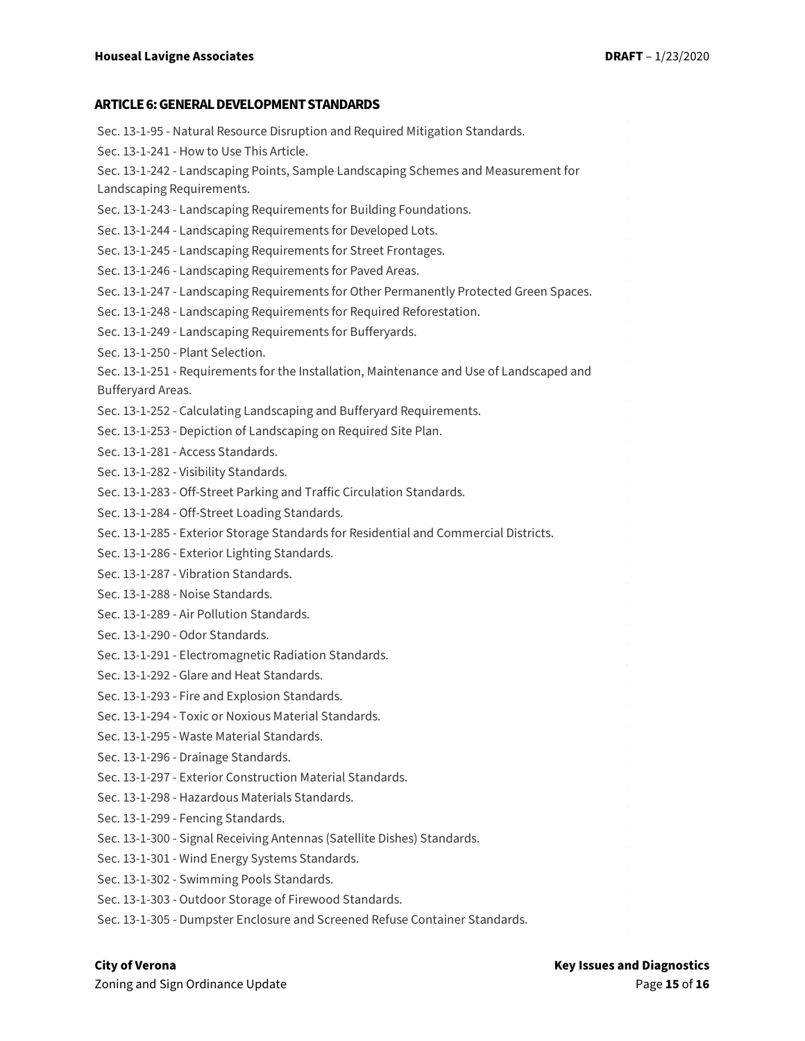## ARTICLE 6: GENERAL DEVELOPMENT STANDARDS

Sec. 13-1-95 - Natural Resource Disruption and Required Mitigation Standards.

Sec. 13-1-241 - How to Use This Article.

Sec. 13-1-242 - Landscaping Points, Sample Landscaping Schemes and Measurement for Landscaping Requirements.

Sec. 13-1-243 - Landscaping Requirements for Building Foundations.

Sec. 13-1-244 - Landscaping Requirements for Developed Lots.

Sec. 13-1-245 - Landscaping Requirements for Street Frontages.

Sec. 13-1-246 - Landscaping Requirements for Paved Areas.

Sec. 13-1-247 - Landscaping Requirements for Other Permanently Protected Green Spaces.

Sec. 13-1-248 - Landscaping Requirements for Required Reforestation.

Sec. 13-1-249 - Landscaping Requirements for Bufferyards.

Sec. 13-1-250 - Plant Selection.

Sec. 13-1-251 - Requirements for the Installation, Maintenance and Use of Landscaped and Bufferyard Areas.

Sec. 13-1-252 - Calculating Landscaping and Bufferyard Requirements.

Sec. 13-1-253 - Depiction of Landscaping on Required Site Plan.

Sec. 13-1-281 - Access Standards.

Sec. 13-1-282 - Visibility Standards.

Sec. 13-1-283 - Off-Street Parking and Traffic Circulation Standards.

Sec. 13-1-284 - Off-Street Loading Standards.

Sec. 13-1-285 - Exterior Storage Standards for Residential and Commercial Districts.

Sec. 13-1-286 - Exterior Lighting Standards.

Sec. 13-1-287 - Vibration Standards.

Sec. 13-1-288 - Noise Standards.

Sec. 13-1-289 - Air Pollution Standards.

Sec. 13-1-290 - Odor Standards.

Sec. 13-1-291 - Electromagnetic Radiation Standards.

Sec. 13-1-292 - Glare and Heat Standards.

Sec. 13-1-293 - Fire and Explosion Standards.

Sec. 13-1-294 - Toxic or Noxious Material Standards.

Sec. 13-1-295 - Waste Material Standards.

Sec. 13-1-296 - Drainage Standards.

Sec. 13-1-297 - Exterior Construction Material Standards.

Sec. 13-1-298 - Hazardous Materials Standards.

Sec. 13-1-299 - Fencing Standards.

Sec. 13-1-300 - Signal Receiving Antennas (Satellite Dishes) Standards.

Sec. 13-1-301 - Wind Energy Systems Standards.

Sec. 13-1-302 - Swimming Pools Standards.

Sec. 13-1-303 - Outdoor Storage of Firewood Standards.

Sec. 13-1-305 - Dumpster Enclosure and Screened Refuse Container Standards.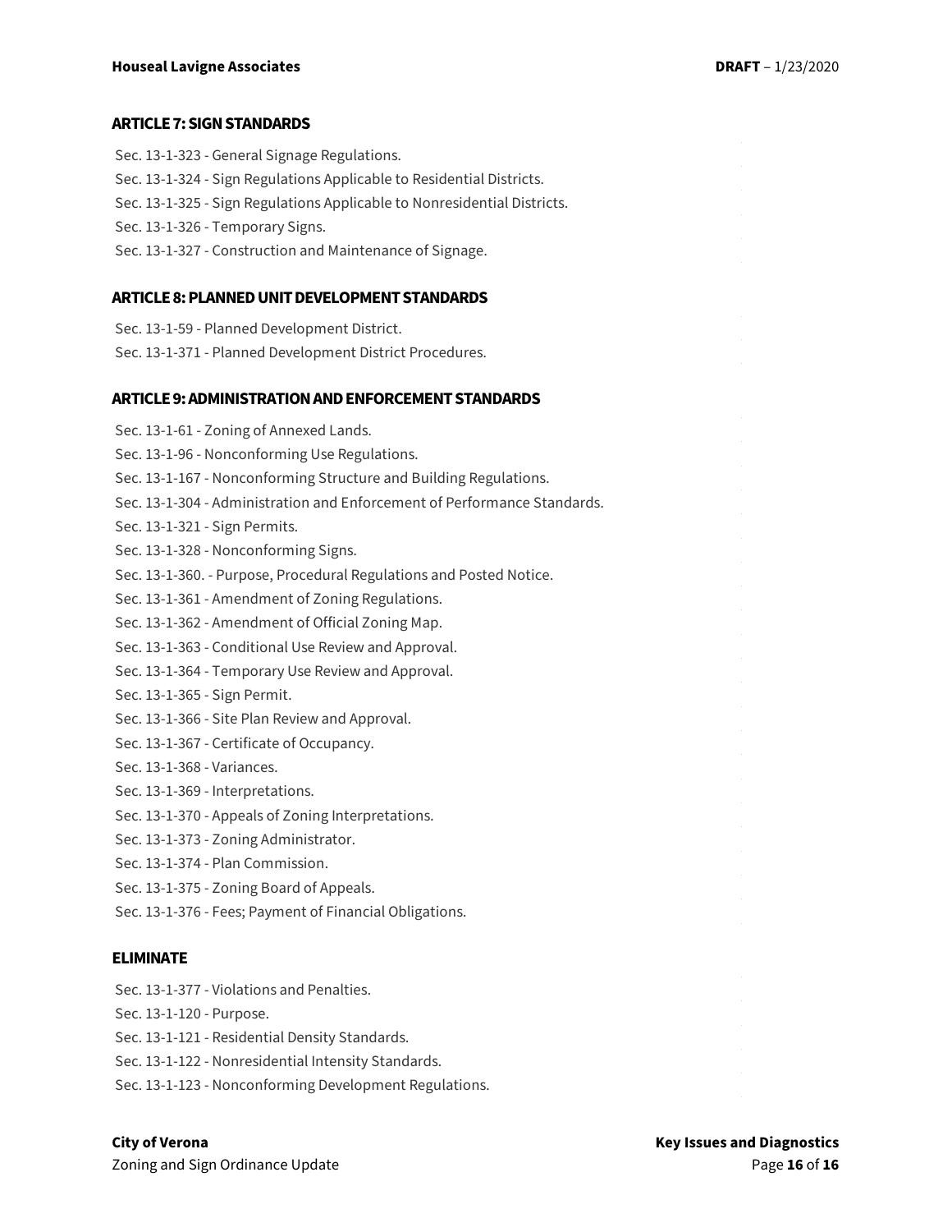### ARTICLE 7: SIGN STANDARDS

Sec. 13-1-323 - General Signage Regulations.
Sec. 13-1-324 - Sign Regulations Applicable to Residential Districts.
Sec. 13-1-325 - Sign Regulations Applicable to Nonresidential Districts.
Sec. 13-1-326 - Temporary Signs.
Sec. 13-1-327 - Construction and Maintenance of Signage.

### ARTICLE 8: PLANNED UNIT DEVELOPMENT STANDARDS

Sec. 13-1-59 - Planned Development District.
Sec. 13-1-371 - Planned Development District Procedures.

### ARTICLE 9: ADMINISTRATION AND ENFORCEMENT STANDARDS

Sec. 13-1-61 - Zoning of Annexed Lands.
Sec. 13-1-96 - Nonconforming Use Regulations.
Sec. 13-1-167 - Nonconforming Structure and Building Regulations.
Sec. 13-1-304 - Administration and Enforcement of Performance Standards.
Sec. 13-1-321 - Sign Permits.
Sec. 13-1-328 - Nonconforming Signs.
Sec. 13-1-360. - Purpose, Procedural Regulations and Posted Notice.
Sec. 13-1-361 - Amendment of Zoning Regulations.
Sec. 13-1-362 - Amendment of Official Zoning Map.
Sec. 13-1-363 - Conditional Use Review and Approval.
Sec. 13-1-364 - Temporary Use Review and Approval.
Sec. 13-1-365 - Sign Permit.
Sec. 13-1-366 - Site Plan Review and Approval.
Sec. 13-1-367 - Certificate of Occupancy.
Sec. 13-1-368 - Variances.
Sec. 13-1-369 - Interpretations.
Sec. 13-1-370 - Appeals of Zoning Interpretations.
Sec. 13-1-373 - Zoning Administrator.
Sec. 13-1-374 - Plan Commission.
Sec. 13-1-375 - Zoning Board of Appeals.
Sec. 13-1-376 - Fees; Payment of Financial Obligations.

### ELIMINATE

Sec. 13-1-377 - Violations and Penalties.
Sec. 13-1-120 - Purpose.
Sec. 13-1-121 - Residential Density Standards.
Sec. 13-1-122 - Nonresidential Intensity Standards.
Sec. 13-1-123 - Nonconforming Development Regulations.